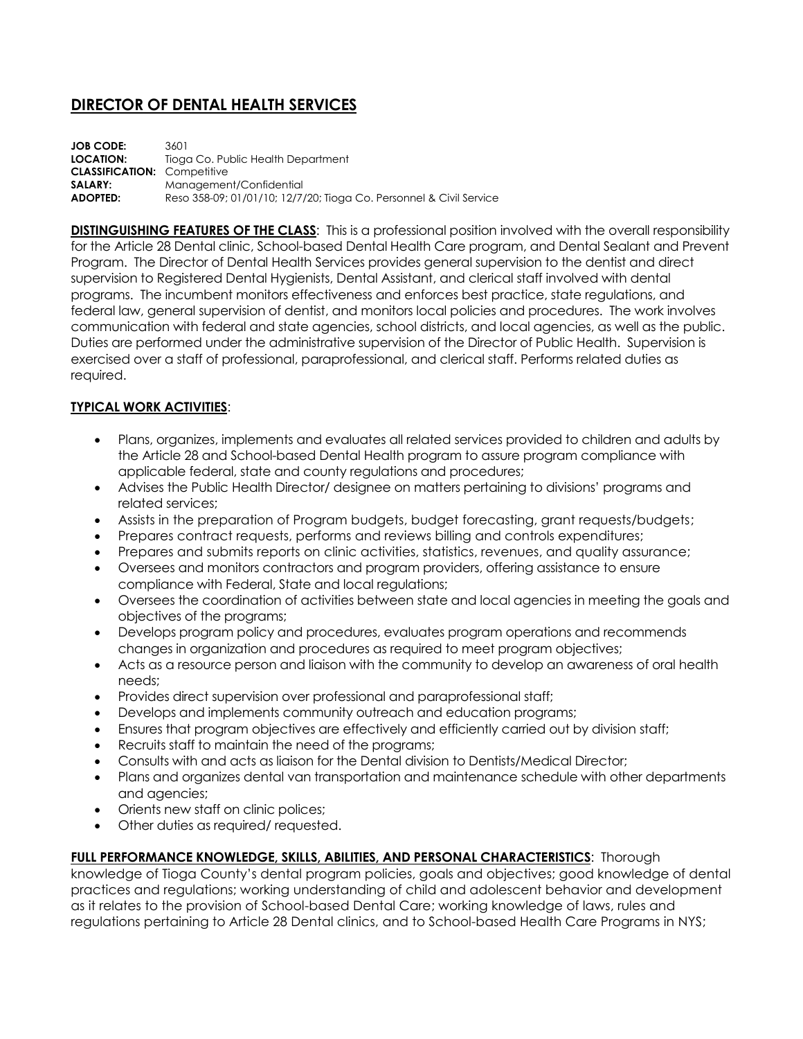# DIRECTOR OF DENTAL HEALTH SERVICES

**JOB CODE:** 3601
**LOCATION:** Tioga Co. Public Health Department
**CLASSIFICATION:** Competitive
**SALARY:** Management/Confidential
**ADOPTED:** Reso 358-09; 01/01/10; 12/7/20; Tioga Co. Personnel & Civil Service

**DISTINGUISHING FEATURES OF THE CLASS**: This is a professional position involved with the overall responsibility for the Article 28 Dental clinic, School-based Dental Health Care program, and Dental Sealant and Prevent Program. The Director of Dental Health Services provides general supervision to the dentist and direct supervision to Registered Dental Hygienists, Dental Assistant, and clerical staff involved with dental programs. The incumbent monitors effectiveness and enforces best practice, state regulations, and federal law, general supervision of dentist, and monitors local policies and procedures. The work involves communication with federal and state agencies, school districts, and local agencies, as well as the public. Duties are performed under the administrative supervision of the Director of Public Health. Supervision is exercised over a staff of professional, paraprofessional, and clerical staff. Performs related duties as required.

**TYPICAL WORK ACTIVITIES**:

- Plans, organizes, implements and evaluates all related services provided to children and adults by the Article 28 and School-based Dental Health program to assure program compliance with applicable federal, state and county regulations and procedures;
- Advises the Public Health Director/ designee on matters pertaining to divisions' programs and related services;
- Assists in the preparation of Program budgets, budget forecasting, grant requests/budgets;
- Prepares contract requests, performs and reviews billing and controls expenditures;
- Prepares and submits reports on clinic activities, statistics, revenues, and quality assurance;
- Oversees and monitors contractors and program providers, offering assistance to ensure compliance with Federal, State and local regulations;
- Oversees the coordination of activities between state and local agencies in meeting the goals and objectives of the programs;
- Develops program policy and procedures, evaluates program operations and recommends changes in organization and procedures as required to meet program objectives;
- Acts as a resource person and liaison with the community to develop an awareness of oral health needs;
- Provides direct supervision over professional and paraprofessional staff;
- Develops and implements community outreach and education programs;
- Ensures that program objectives are effectively and efficiently carried out by division staff;
- Recruits staff to maintain the need of the programs;
- Consults with and acts as liaison for the Dental division to Dentists/Medical Director;
- Plans and organizes dental van transportation and maintenance schedule with other departments and agencies;
- Orients new staff on clinic polices;
- Other duties as required/ requested.

**FULL PERFORMANCE KNOWLEDGE, SKILLS, ABILITIES, AND PERSONAL CHARACTERISTICS**: Thorough knowledge of Tioga County's dental program policies, goals and objectives; good knowledge of dental practices and regulations; working understanding of child and adolescent behavior and development as it relates to the provision of School-based Dental Care; working knowledge of laws, rules and regulations pertaining to Article 28 Dental clinics, and to School-based Health Care Programs in NYS;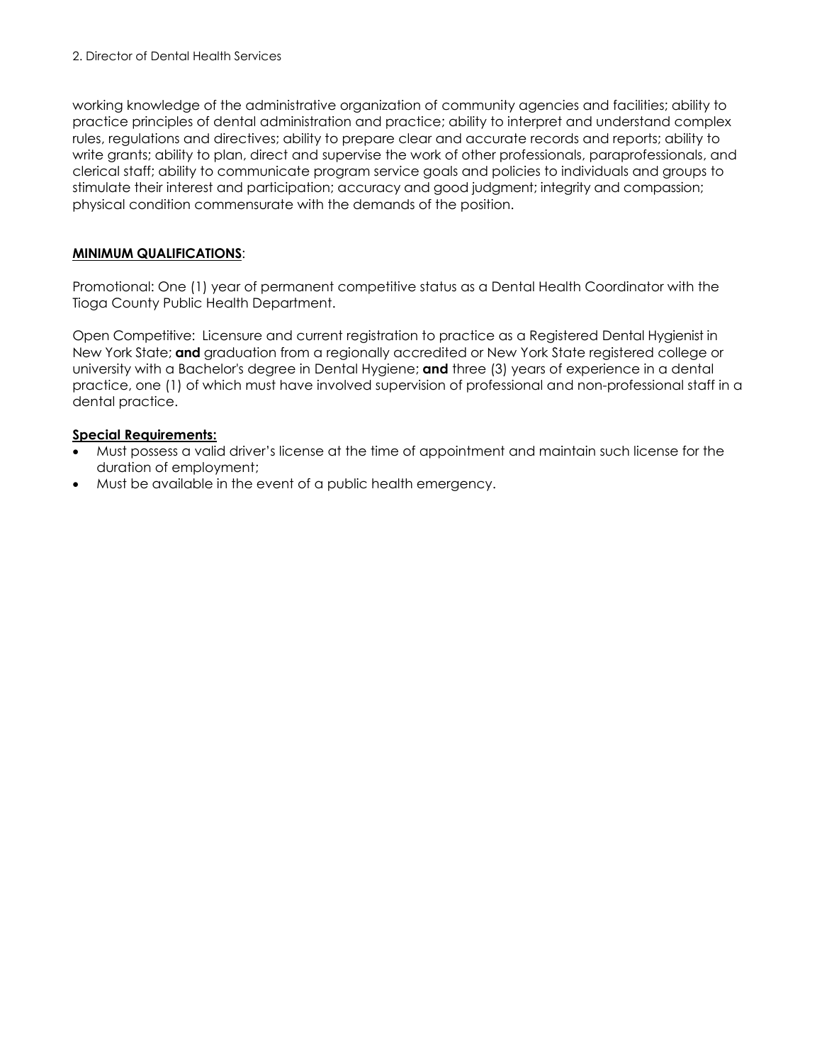working knowledge of the administrative organization of community agencies and facilities; ability to practice principles of dental administration and practice; ability to interpret and understand complex rules, regulations and directives; ability to prepare clear and accurate records and reports; ability to write grants; ability to plan, direct and supervise the work of other professionals, paraprofessionals, and clerical staff; ability to communicate program service goals and policies to individuals and groups to stimulate their interest and participation; accuracy and good judgment; integrity and compassion; physical condition commensurate with the demands of the position.

**MINIMUM QUALIFICATIONS**:

Promotional: One (1) year of permanent competitive status as a Dental Health Coordinator with the Tioga County Public Health Department.

Open Competitive: Licensure and current registration to practice as a Registered Dental Hygienist in New York State; **and** graduation from a regionally accredited or New York State registered college or university with a Bachelor's degree in Dental Hygiene; **and** three (3) years of experience in a dental practice, one (1) of which must have involved supervision of professional and non-professional staff in a dental practice.

**Special Requirements:**

- Must possess a valid driver's license at the time of appointment and maintain such license for the duration of employment;
- Must be available in the event of a public health emergency.